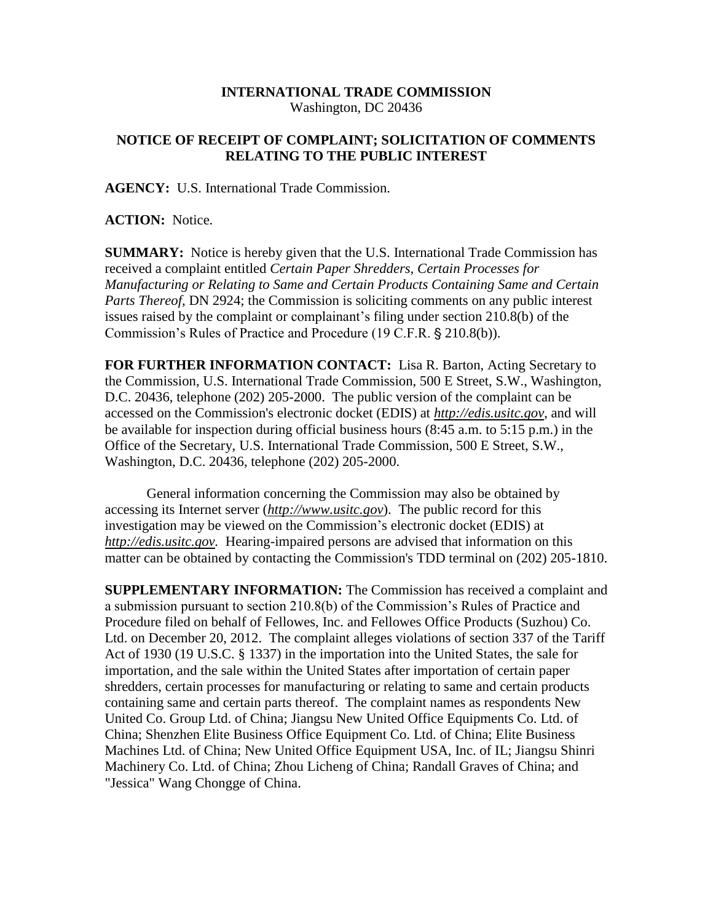**INTERNATIONAL TRADE COMMISSION**
Washington, DC 20436

**NOTICE OF RECEIPT OF COMPLAINT; SOLICITATION OF COMMENTS RELATING TO THE PUBLIC INTEREST**

**AGENCY:** U.S. International Trade Commission.

**ACTION:** Notice.

**SUMMARY:** Notice is hereby given that the U.S. International Trade Commission has received a complaint entitled *Certain Paper Shredders, Certain Processes for Manufacturing or Relating to Same and Certain Products Containing Same and Certain Parts Thereof,* DN 2924; the Commission is soliciting comments on any public interest issues raised by the complaint or complainant's filing under section 210.8(b) of the Commission's Rules of Practice and Procedure (19 C.F.R. § 210.8(b)).

**FOR FURTHER INFORMATION CONTACT:** Lisa R. Barton, Acting Secretary to the Commission, U.S. International Trade Commission, 500 E Street, S.W., Washington, D.C. 20436, telephone (202) 205-2000. The public version of the complaint can be accessed on the Commission's electronic docket (EDIS) at *http://edis.usitc.gov*, and will be available for inspection during official business hours (8:45 a.m. to 5:15 p.m.) in the Office of the Secretary, U.S. International Trade Commission, 500 E Street, S.W., Washington, D.C. 20436, telephone (202) 205-2000.

General information concerning the Commission may also be obtained by accessing its Internet server (*http://www.usitc.gov*). The public record for this investigation may be viewed on the Commission's electronic docket (EDIS) at *http://edis.usitc.gov.* Hearing-impaired persons are advised that information on this matter can be obtained by contacting the Commission's TDD terminal on (202) 205-1810.

**SUPPLEMENTARY INFORMATION:** The Commission has received a complaint and a submission pursuant to section 210.8(b) of the Commission's Rules of Practice and Procedure filed on behalf of Fellowes, Inc. and Fellowes Office Products (Suzhou) Co. Ltd. on December 20, 2012. The complaint alleges violations of section 337 of the Tariff Act of 1930 (19 U.S.C. § 1337) in the importation into the United States, the sale for importation, and the sale within the United States after importation of certain paper shredders, certain processes for manufacturing or relating to same and certain products containing same and certain parts thereof. The complaint names as respondents New United Co. Group Ltd. of China; Jiangsu New United Office Equipments Co. Ltd. of China; Shenzhen Elite Business Office Equipment Co. Ltd. of China; Elite Business Machines Ltd. of China; New United Office Equipment USA, Inc. of IL; Jiangsu Shinri Machinery Co. Ltd. of China; Zhou Licheng of China; Randall Graves of China; and "Jessica" Wang Chongge of China.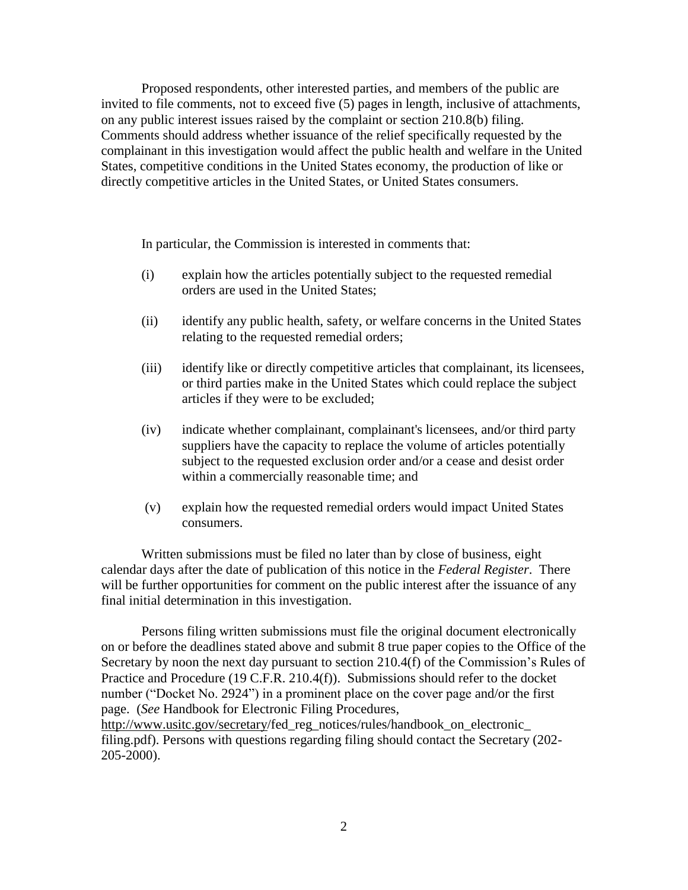Proposed respondents, other interested parties, and members of the public are invited to file comments, not to exceed five (5) pages in length, inclusive of attachments, on any public interest issues raised by the complaint or section 210.8(b) filing. Comments should address whether issuance of the relief specifically requested by the complainant in this investigation would affect the public health and welfare in the United States, competitive conditions in the United States economy, the production of like or directly competitive articles in the United States, or United States consumers.

In particular, the Commission is interested in comments that:

(i) explain how the articles potentially subject to the requested remedial orders are used in the United States;

(ii) identify any public health, safety, or welfare concerns in the United States relating to the requested remedial orders;

(iii) identify like or directly competitive articles that complainant, its licensees, or third parties make in the United States which could replace the subject articles if they were to be excluded;

(iv) indicate whether complainant, complainant's licensees, and/or third party suppliers have the capacity to replace the volume of articles potentially subject to the requested exclusion order and/or a cease and desist order within a commercially reasonable time; and

(v) explain how the requested remedial orders would impact United States consumers.

Written submissions must be filed no later than by close of business, eight calendar days after the date of publication of this notice in the *Federal Register*. There will be further opportunities for comment on the public interest after the issuance of any final initial determination in this investigation.

Persons filing written submissions must file the original document electronically on or before the deadlines stated above and submit 8 true paper copies to the Office of the Secretary by noon the next day pursuant to section 210.4(f) of the Commission's Rules of Practice and Procedure (19 C.F.R. 210.4(f)). Submissions should refer to the docket number ("Docket No. 2924") in a prominent place on the cover page and/or the first page. (*See* Handbook for Electronic Filing Procedures, http://www.usitc.gov/secretary/fed_reg_notices/rules/handbook_on_electronic_filing.pdf). Persons with questions regarding filing should contact the Secretary (202-205-2000).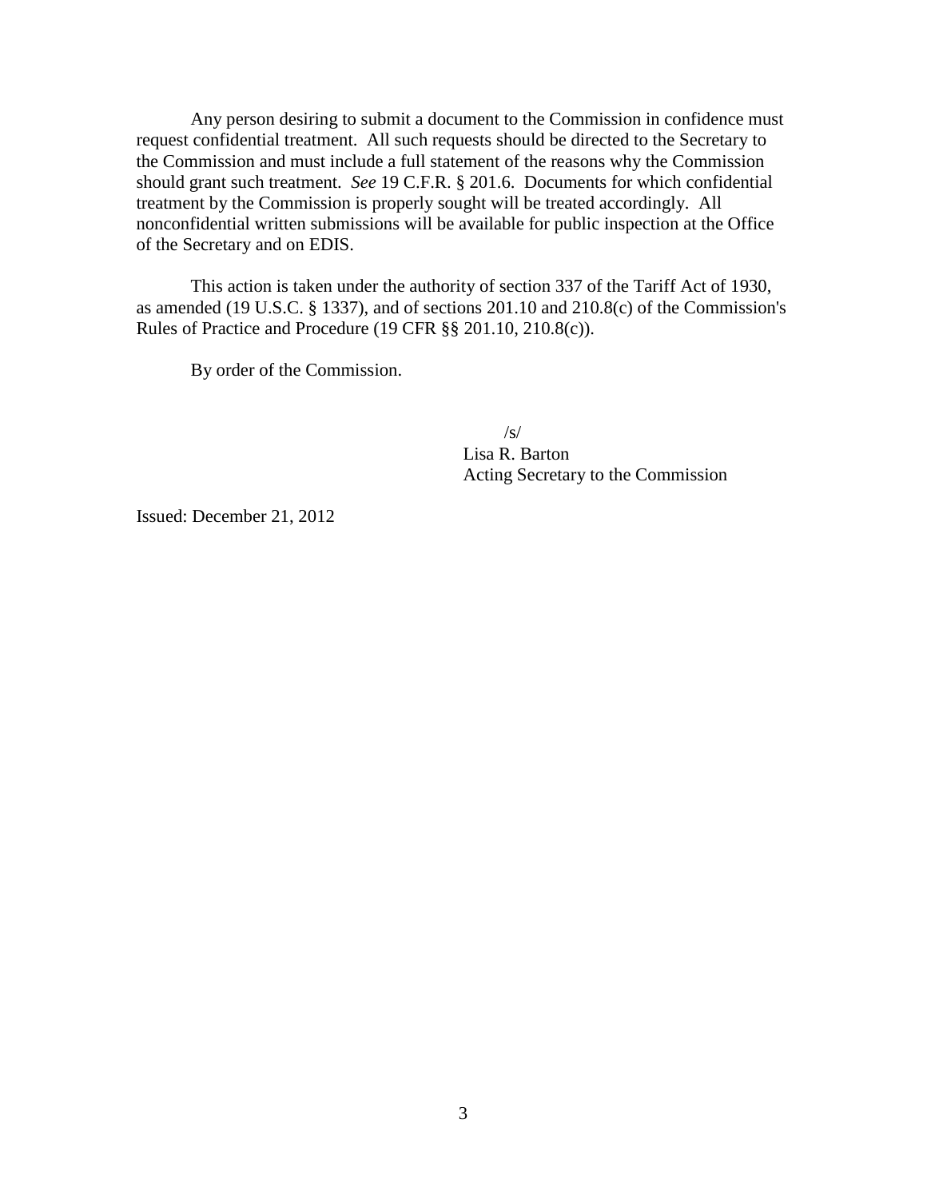Any person desiring to submit a document to the Commission in confidence must request confidential treatment. All such requests should be directed to the Secretary to the Commission and must include a full statement of the reasons why the Commission should grant such treatment. *See* 19 C.F.R. § 201.6. Documents for which confidential treatment by the Commission is properly sought will be treated accordingly. All nonconfidential written submissions will be available for public inspection at the Office of the Secretary and on EDIS.

This action is taken under the authority of section 337 of the Tariff Act of 1930, as amended (19 U.S.C. § 1337), and of sections 201.10 and 210.8(c) of the Commission's Rules of Practice and Procedure (19 CFR §§ 201.10, 210.8(c)).

By order of the Commission.

/s/
Lisa R. Barton
Acting Secretary to the Commission

Issued: December 21, 2012